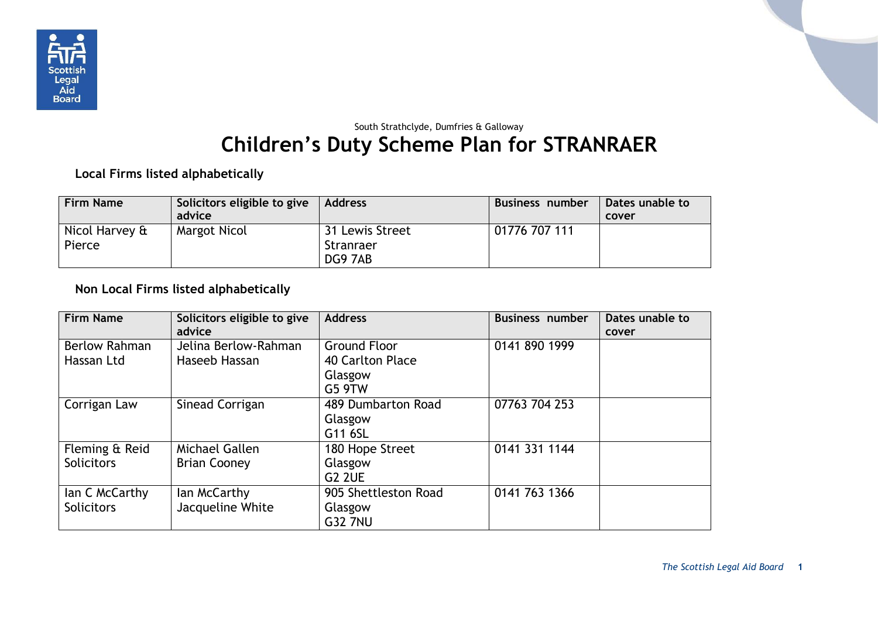South Strathclyde, Dumfries & Galloway

# Children's Duty Scheme Plan for STRANRAER

### Local Firms listed alphabetically

| Firm Name | Solicitors eligible to give advice | Address | Business number | Dates unable to cover |
|---|---|---|---|---|
| Nicol Harvey & Pierce | Margot Nicol | 31 Lewis Street<br>Stranraer<br>DG9 7AB | 01776 707 111 | |

### Non Local Firms listed alphabetically

| Firm Name | Solicitors eligible to give advice | Address | Business number | Dates unable to cover |
|---|---|---|---|---|
| Berlow Rahman Hassan Ltd | Jelina Berlow-Rahman<br>Haseeb Hassan | Ground Floor<br>40 Carlton Place<br>Glasgow<br>G5 9TW | 0141 890 1999 | |
| Corrigan Law | Sinead Corrigan | 489 Dumbarton Road<br>Glasgow<br>G11 6SL | 07763 704 253 | |
| Fleming & Reid Solicitors | Michael Gallen<br>Brian Cooney | 180 Hope Street<br>Glasgow<br>G2 2UE | 0141 331 1144 | |
| Ian C McCarthy Solicitors | Ian McCarthy<br>Jacqueline White | 905 Shettleston Road<br>Glasgow<br>G32 7NU | 0141 763 1366 | |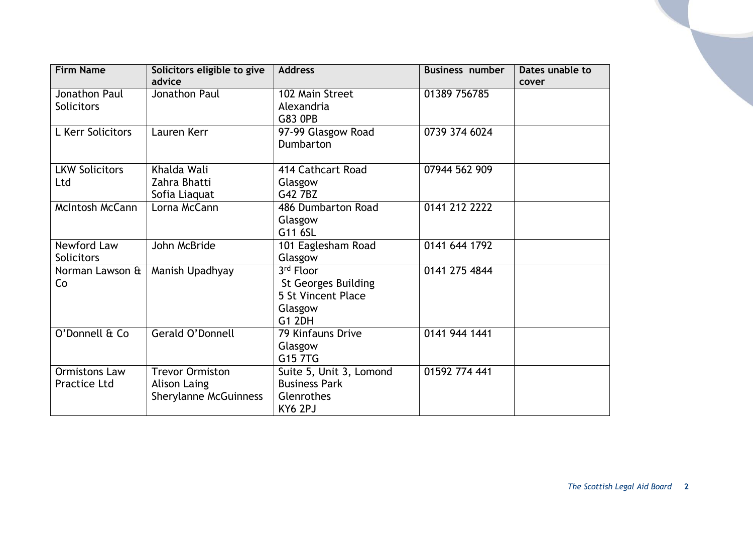| Firm Name | Solicitors eligible to give advice | Address | Business number | Dates unable to cover |
|---|---|---|---|---|
| Jonathon Paul Solicitors | Jonathon Paul | 102 Main Street<br>Alexandria<br>G83 0PB | 01389 756785 | |
| L Kerr Solicitors | Lauren Kerr | 97-99 Glasgow Road<br>Dumbarton | 0739 374 6024 | |
| LKW Solicitors Ltd | Khalda Wali<br>Zahra Bhatti<br>Sofia Liaquat | 414 Cathcart Road<br>Glasgow<br>G42 7BZ | 07944 562 909 | |
| McIntosh McCann | Lorna McCann | 486 Dumbarton Road<br>Glasgow<br>G11 6SL | 0141 212 2222 | |
| Newford Law Solicitors | John McBride | 101 Eaglesham Road<br>Glasgow | 0141 644 1792 | |
| Norman Lawson & Co | Manish Upadhyay | 3rd Floor<br>St Georges Building<br>5 St Vincent Place<br>Glasgow<br>G1 2DH | 0141 275 4844 | |
| O'Donnell & Co | Gerald O'Donnell | 79 Kinfauns Drive<br>Glasgow<br>G15 7TG | 0141 944 1441 | |
| Ormistons Law Practice Ltd | Trevor Ormiston<br>Alison Laing<br>Sherylanne McGuinness | Suite 5, Unit 3, Lomond Business Park<br>Glenrothes<br>KY6 2PJ | 01592 774 441 | |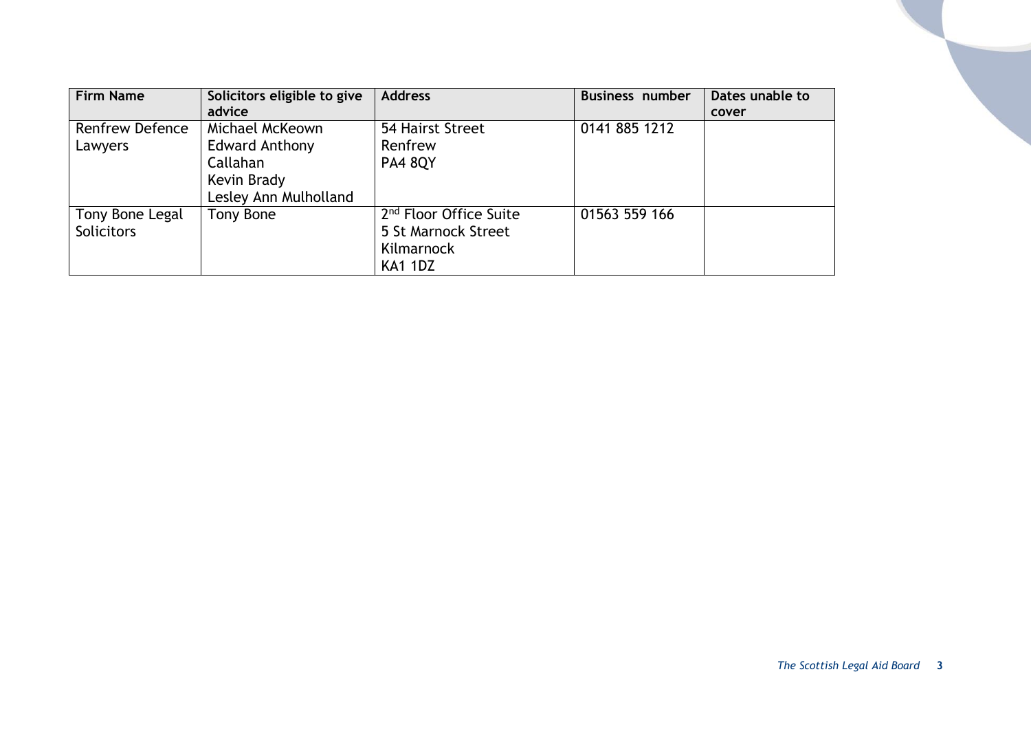| Firm Name | Solicitors eligible to give advice | Address | Business number | Dates unable to cover |
|---|---|---|---|---|
| Renfrew Defence Lawyers | Michael McKeown<br>Edward Anthony Callahan<br>Kevin Brady<br>Lesley Ann Mulholland | 54 Hairst Street<br>Renfrew<br>PA4 8QY | 0141 885 1212 | |
| Tony Bone Legal Solicitors | Tony Bone | 2nd Floor Office Suite<br>5 St Marnock Street<br>Kilmarnock<br>KA1 1DZ | 01563 559 166 | |